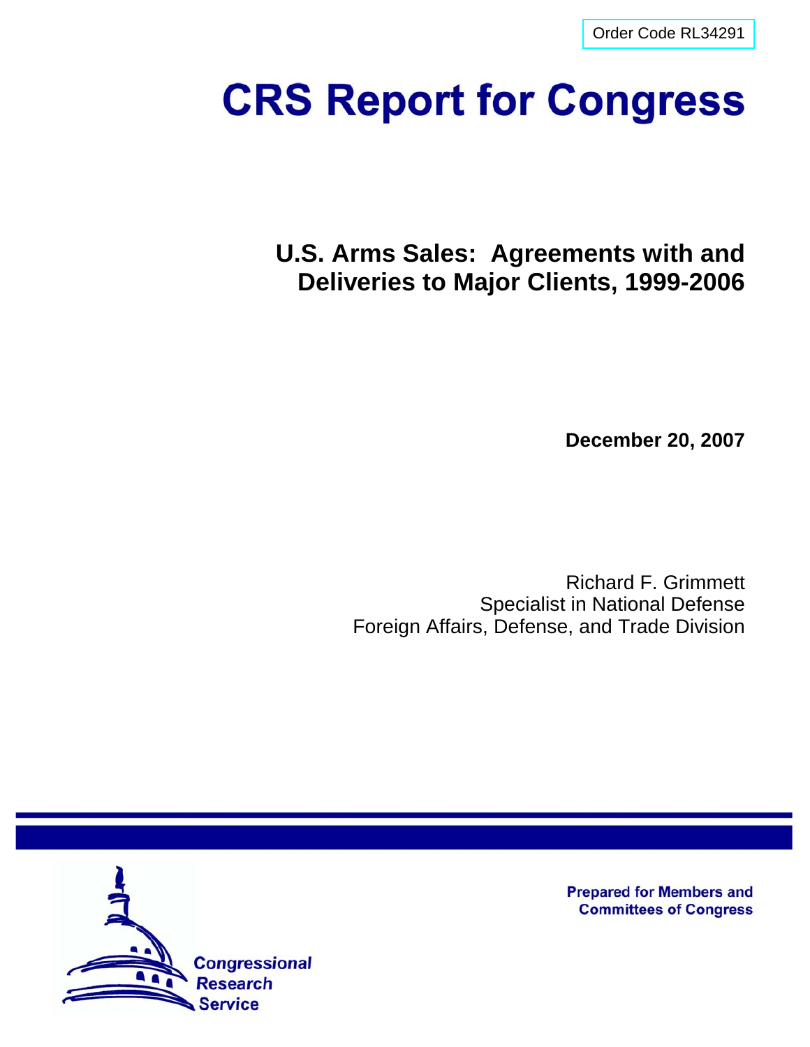Order Code RL34291

# CRS Report for Congress

## U.S. Arms Sales: Agreements with and Deliveries to Major Clients, 1999-2006

**December 20, 2007**

Richard F. Grimmett
Specialist in National Defense
Foreign Affairs, Defense, and Trade Division

**Prepared for Members and Committees of Congress**

Congressional Research Service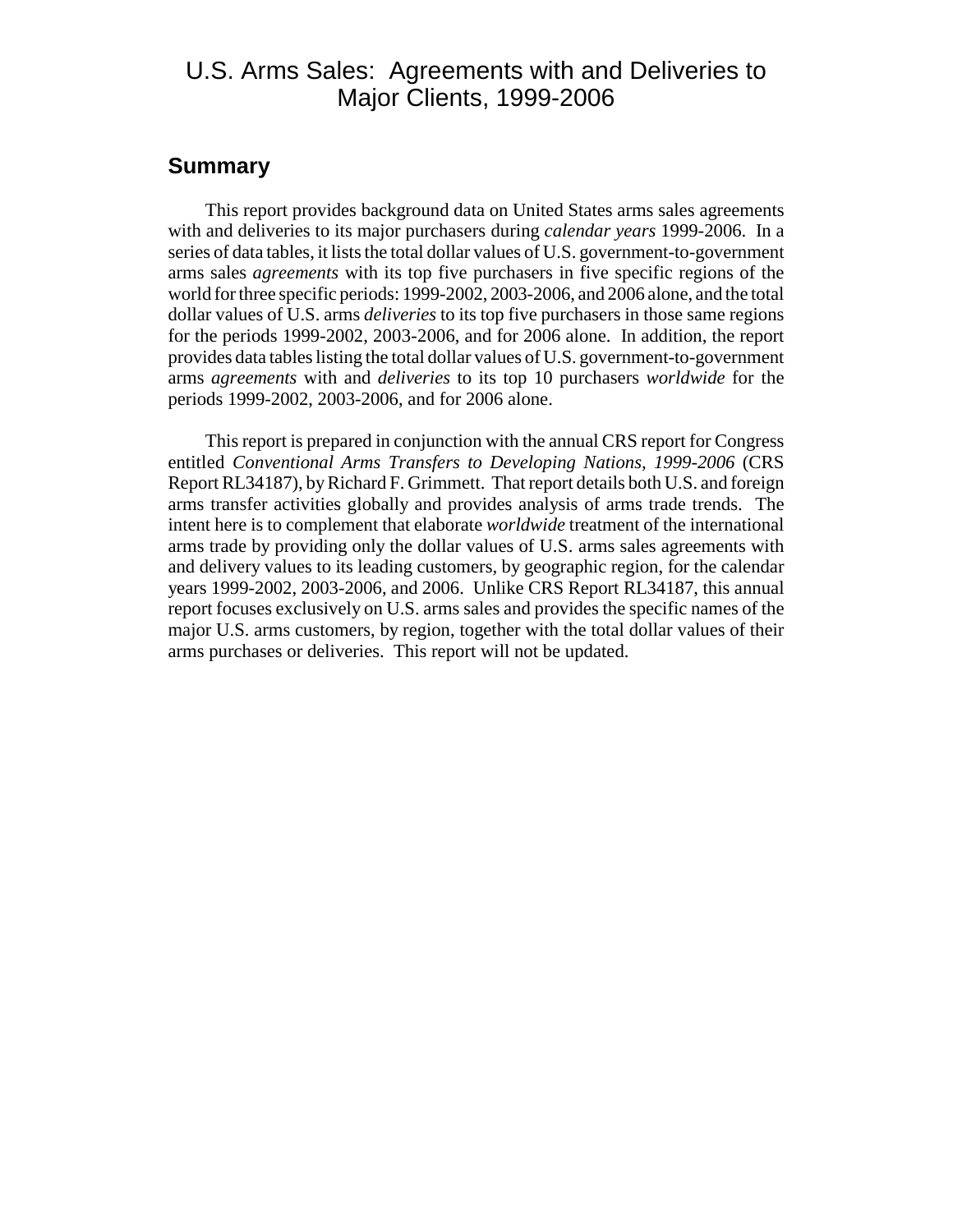# U.S. Arms Sales: Agreements with and Deliveries to Major Clients, 1999-2006

## Summary

This report provides background data on United States arms sales agreements with and deliveries to its major purchasers during *calendar years* 1999-2006. In a series of data tables, it lists the total dollar values of U.S. government-to-government arms sales *agreements* with its top five purchasers in five specific regions of the world for three specific periods: 1999-2002, 2003-2006, and 2006 alone, and the total dollar values of U.S. arms *deliveries* to its top five purchasers in those same regions for the periods 1999-2002, 2003-2006, and for 2006 alone. In addition, the report provides data tables listing the total dollar values of U.S. government-to-government arms *agreements* with and *deliveries* to its top 10 purchasers *worldwide* for the periods 1999-2002, 2003-2006, and for 2006 alone.

This report is prepared in conjunction with the annual CRS report for Congress entitled *Conventional Arms Transfers to Developing Nations, 1999-2006* (CRS Report RL34187), by Richard F. Grimmett. That report details both U.S. and foreign arms transfer activities globally and provides analysis of arms trade trends. The intent here is to complement that elaborate *worldwide* treatment of the international arms trade by providing only the dollar values of U.S. arms sales agreements with and delivery values to its leading customers, by geographic region, for the calendar years 1999-2002, 2003-2006, and 2006. Unlike CRS Report RL34187, this annual report focuses exclusively on U.S. arms sales and provides the specific names of the major U.S. arms customers, by region, together with the total dollar values of their arms purchases or deliveries. This report will not be updated.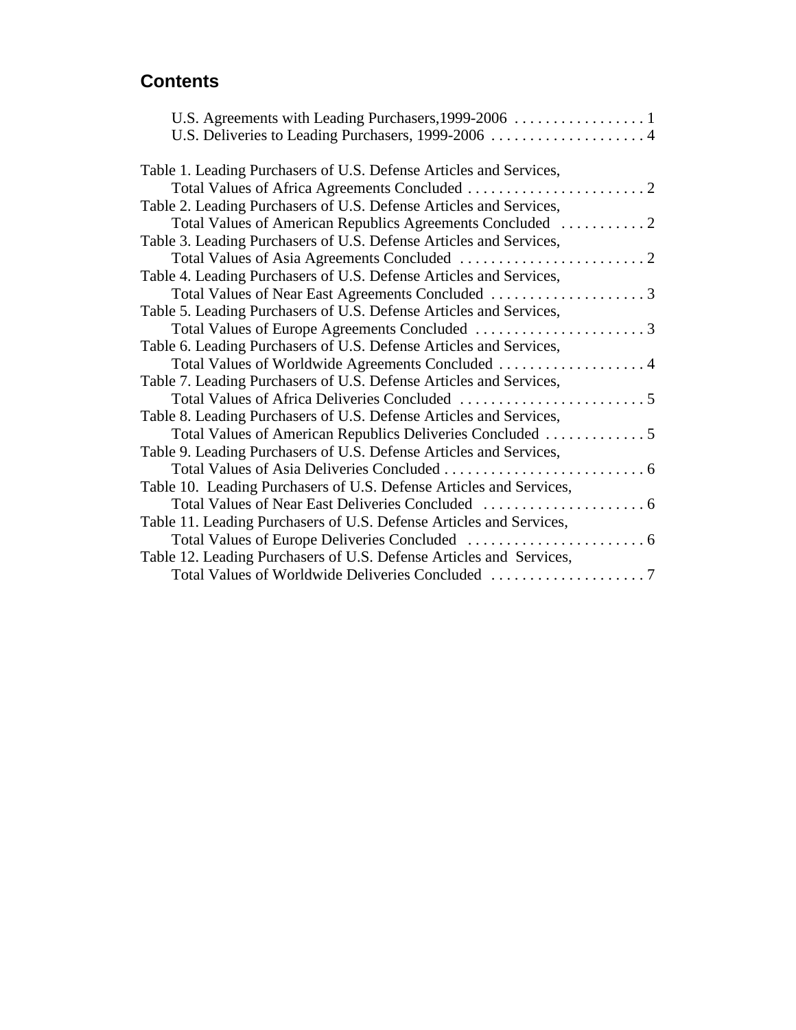## Contents

U.S. Agreements with Leading Purchasers,1999-2006 . . . . . . . . . . . . . . . . . 1
U.S. Deliveries to Leading Purchasers, 1999-2006 . . . . . . . . . . . . . . . . . . . . 4

Table 1. Leading Purchasers of U.S. Defense Articles and Services, Total Values of Africa Agreements Concluded . . . . . . . . . . . . . . . . . . . . . . . 2
Table 2. Leading Purchasers of U.S. Defense Articles and Services, Total Values of American Republics Agreements Concluded . . . . . . . . . . . 2
Table 3. Leading Purchasers of U.S. Defense Articles and Services, Total Values of Asia Agreements Concluded . . . . . . . . . . . . . . . . . . . . . . . . 2
Table 4. Leading Purchasers of U.S. Defense Articles and Services, Total Values of Near East Agreements Concluded . . . . . . . . . . . . . . . . . . . . 3
Table 5. Leading Purchasers of U.S. Defense Articles and Services, Total Values of Europe Agreements Concluded . . . . . . . . . . . . . . . . . . . . . . 3
Table 6. Leading Purchasers of U.S. Defense Articles and Services, Total Values of Worldwide Agreements Concluded . . . . . . . . . . . . . . . . . . . 4
Table 7. Leading Purchasers of U.S. Defense Articles and Services, Total Values of Africa Deliveries Concluded . . . . . . . . . . . . . . . . . . . . . . . . 5
Table 8. Leading Purchasers of U.S. Defense Articles and Services, Total Values of American Republics Deliveries Concluded . . . . . . . . . . . . . 5
Table 9. Leading Purchasers of U.S. Defense Articles and Services, Total Values of Asia Deliveries Concluded . . . . . . . . . . . . . . . . . . . . . . . . . . 6
Table 10. Leading Purchasers of U.S. Defense Articles and Services, Total Values of Near East Deliveries Concluded . . . . . . . . . . . . . . . . . . . . . 6
Table 11. Leading Purchasers of U.S. Defense Articles and Services, Total Values of Europe Deliveries Concluded . . . . . . . . . . . . . . . . . . . . . . . 6
Table 12. Leading Purchasers of U.S. Defense Articles and Services, Total Values of Worldwide Deliveries Concluded . . . . . . . . . . . . . . . . . . . . 7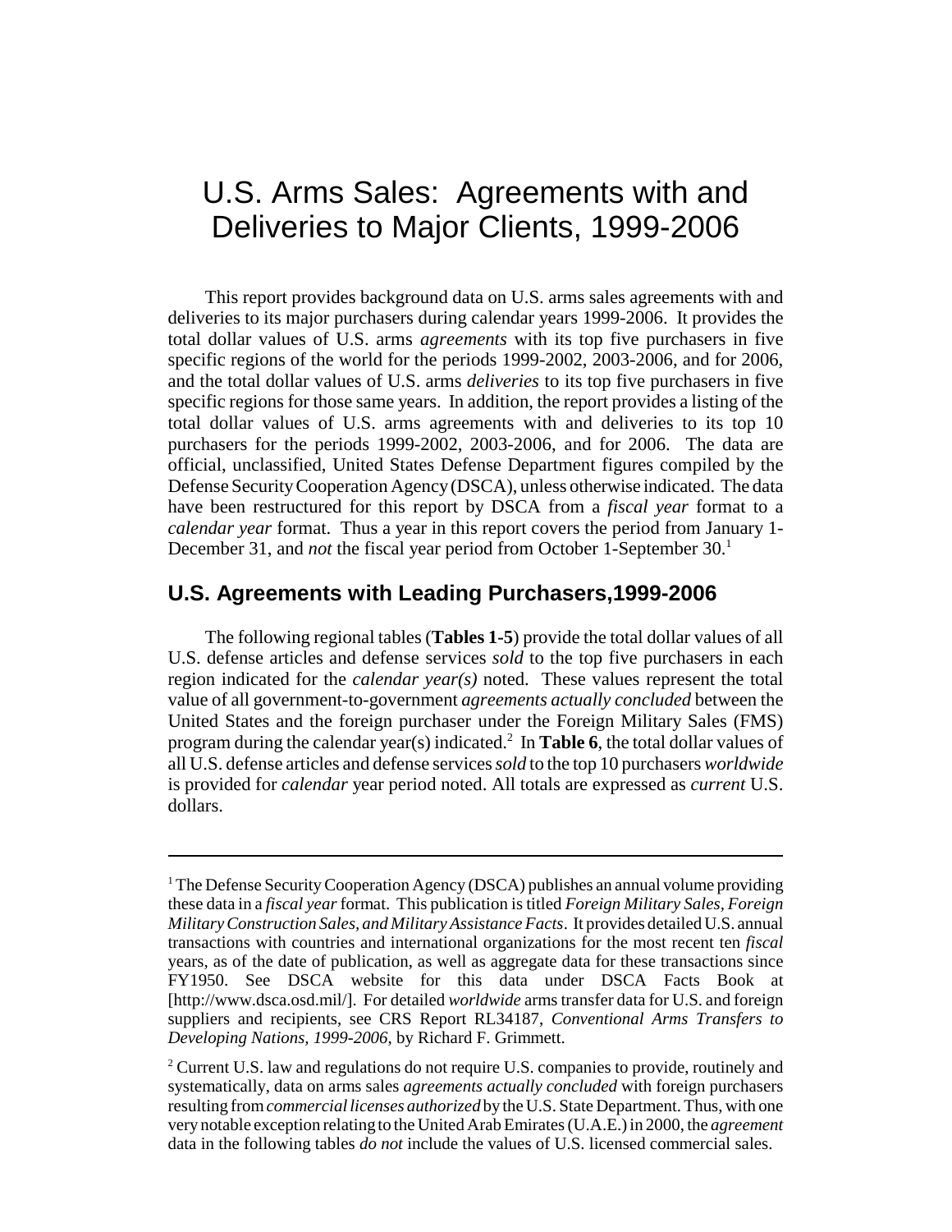# U.S. Arms Sales: Agreements with and Deliveries to Major Clients, 1999-2006

This report provides background data on U.S. arms sales agreements with and deliveries to its major purchasers during calendar years 1999-2006. It provides the total dollar values of U.S. arms *agreements* with its top five purchasers in five specific regions of the world for the periods 1999-2002, 2003-2006, and for 2006, and the total dollar values of U.S. arms *deliveries* to its top five purchasers in five specific regions for those same years. In addition, the report provides a listing of the total dollar values of U.S. arms agreements with and deliveries to its top 10 purchasers for the periods 1999-2002, 2003-2006, and for 2006. The data are official, unclassified, United States Defense Department figures compiled by the Defense Security Cooperation Agency (DSCA), unless otherwise indicated. The data have been restructured for this report by DSCA from a *fiscal year* format to a *calendar year* format. Thus a year in this report covers the period from January 1-December 31, and *not* the fiscal year period from October 1-September 30.[1]

## U.S. Agreements with Leading Purchasers,1999-2006

The following regional tables (**Tables 1-5**) provide the total dollar values of all U.S. defense articles and defense services *sold* to the top five purchasers in each region indicated for the *calendar year(s)* noted. These values represent the total value of all government-to-government *agreements actually concluded* between the United States and the foreign purchaser under the Foreign Military Sales (FMS) program during the calendar year(s) indicated.[2] In **Table 6**, the total dollar values of all U.S. defense articles and defense services *sold* to the top 10 purchasers *worldwide* is provided for *calendar* year period noted. All totals are expressed as *current* U.S. dollars.

---

[1] The Defense Security Cooperation Agency (DSCA) publishes an annual volume providing these data in a *fiscal year* format. This publication is titled *Foreign Military Sales, Foreign Military Construction Sales, and Military Assistance Facts*. It provides detailed U.S. annual transactions with countries and international organizations for the most recent ten *fiscal* years, as of the date of publication, as well as aggregate data for these transactions since FY1950. See DSCA website for this data under DSCA Facts Book at [http://www.dsca.osd.mil/]. For detailed *worldwide* arms transfer data for U.S. and foreign suppliers and recipients, see CRS Report RL34187, *Conventional Arms Transfers to Developing Nations, 1999-2006*, by Richard F. Grimmett.

[2] Current U.S. law and regulations do not require U.S. companies to provide, routinely and systematically, data on arms sales *agreements actually concluded* with foreign purchasers resulting from *commercial licenses authorized* by the U.S. State Department. Thus, with one very notable exception relating to the United Arab Emirates (U.A.E.) in 2000, the *agreement* data in the following tables *do not* include the values of U.S. licensed commercial sales.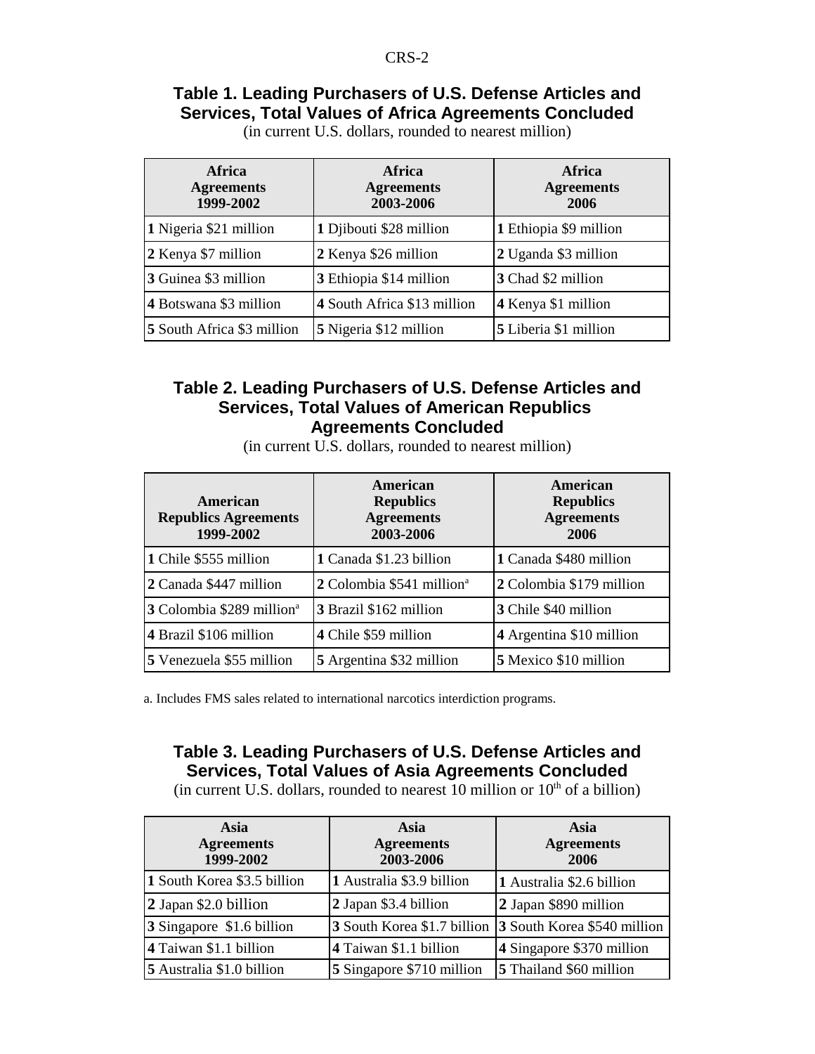**Table 1. Leading Purchasers of U.S. Defense Articles and Services, Total Values of Africa Agreements Concluded**

(in current U.S. dollars, rounded to nearest million)

| Africa Agreements 1999-2002 | Africa Agreements 2003-2006 | Africa Agreements 2006 |
|---|---|---|
| **1** Nigeria $21 million | **1** Djibouti $28 million | **1** Ethiopia $9 million |
| **2** Kenya $7 million | **2** Kenya $26 million | **2** Uganda $3 million |
| **3** Guinea $3 million | **3** Ethiopia $14 million | **3** Chad $2 million |
| **4** Botswana $3 million | **4** South Africa $13 million | **4** Kenya $1 million |
| **5** South Africa $3 million | **5** Nigeria $12 million | **5** Liberia $1 million |

**Table 2. Leading Purchasers of U.S. Defense Articles and Services, Total Values of American Republics Agreements Concluded**

(in current U.S. dollars, rounded to nearest million)

| American Republics Agreements 1999-2002 | American Republics Agreements 2003-2006 | American Republics Agreements 2006 |
|---|---|---|
| **1** Chile $555 million | **1** Canada $1.23 billion | **1** Canada $480 million |
| **2** Canada $447 million | **2** Colombia $541 million[a] | **2** Colombia $179 million |
| **3** Colombia $289 million[a] | **3** Brazil $162 million | **3** Chile $40 million |
| **4** Brazil $106 million | **4** Chile $59 million | **4** Argentina $10 million |
| **5** Venezuela $55 million | **5** Argentina $32 million | **5** Mexico $10 million |

a. Includes FMS sales related to international narcotics interdiction programs.

**Table 3. Leading Purchasers of U.S. Defense Articles and Services, Total Values of Asia Agreements Concluded**

(in current U.S. dollars, rounded to nearest 10 million or 10th of a billion)

| Asia Agreements 1999-2002 | Asia Agreements 2003-2006 | Asia Agreements 2006 |
|---|---|---|
| **1** South Korea $3.5 billion | **1** Australia $3.9 billion | **1** Australia $2.6 billion |
| **2** Japan $2.0 billion | **2** Japan $3.4 billion | **2** Japan $890 million |
| **3** Singapore $1.6 billion | **3** South Korea $1.7 billion | **3** South Korea $540 million |
| **4** Taiwan $1.1 billion | **4** Taiwan $1.1 billion | **4** Singapore $370 million |
| **5** Australia $1.0 billion | **5** Singapore $710 million | **5** Thailand $60 million |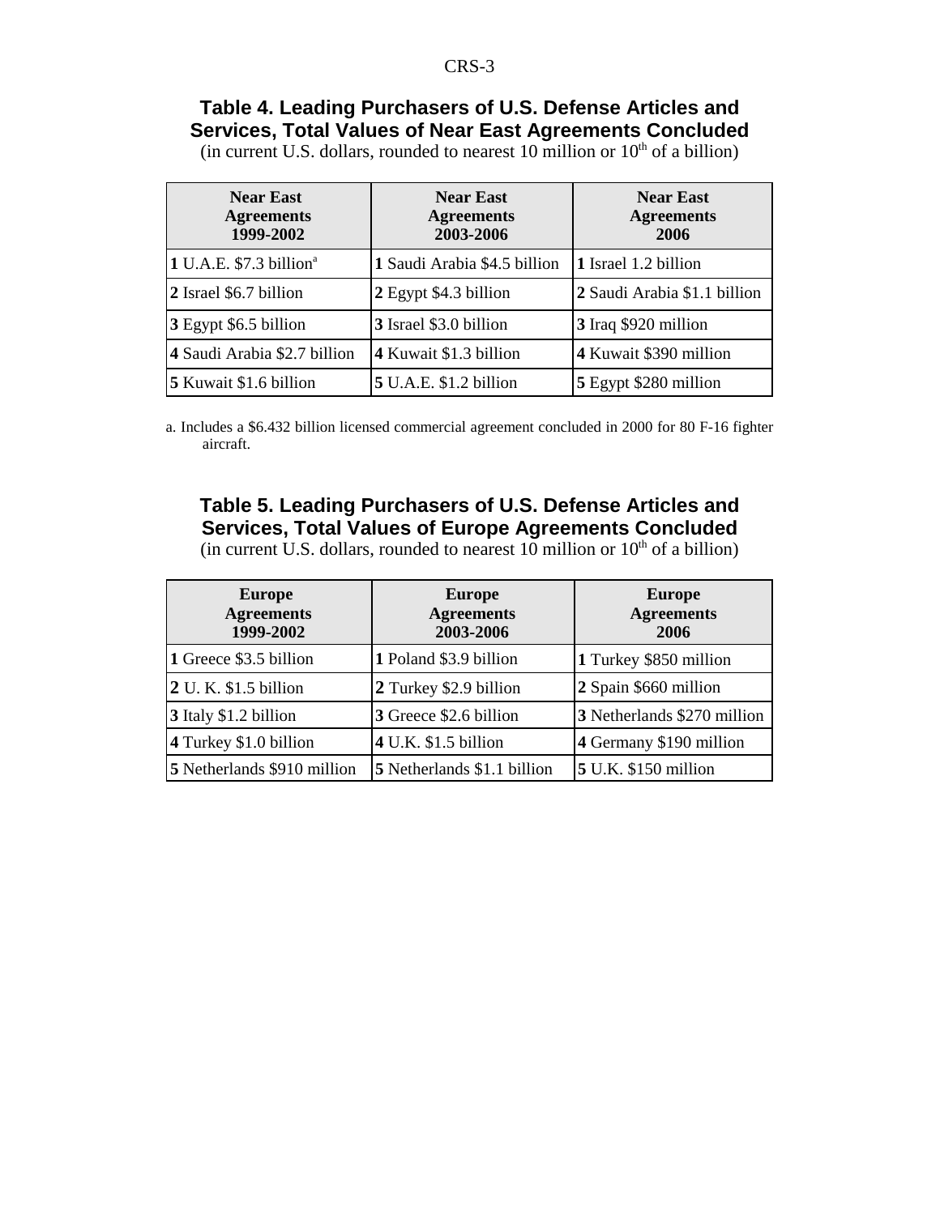### Table 4. Leading Purchasers of U.S. Defense Articles and Services, Total Values of Near East Agreements Concluded

(in current U.S. dollars, rounded to nearest 10 million or $10^{th}$ of a billion)

| Near East Agreements 1999-2002 | Near East Agreements 2003-2006 | Near East Agreements 2006 |
|---|---|---|
| **1** U.A.E. $7.3 billion[a] | **1** Saudi Arabia $4.5 billion | **1** Israel 1.2 billion |
| **2** Israel $6.7 billion | **2** Egypt $4.3 billion | **2** Saudi Arabia $1.1 billion |
| **3** Egypt $6.5 billion | **3** Israel $3.0 billion | **3** Iraq $920 million |
| **4** Saudi Arabia $2.7 billion | **4** Kuwait $1.3 billion | **4** Kuwait $390 million |
| **5** Kuwait $1.6 billion | **5** U.A.E. $1.2 billion | **5** Egypt $280 million |

a. Includes a $6.432 billion licensed commercial agreement concluded in 2000 for 80 F-16 fighter aircraft.

### Table 5. Leading Purchasers of U.S. Defense Articles and Services, Total Values of Europe Agreements Concluded

(in current U.S. dollars, rounded to nearest 10 million or $10^{th}$ of a billion)

| Europe Agreements 1999-2002 | Europe Agreements 2003-2006 | Europe Agreements 2006 |
|---|---|---|
| **1** Greece $3.5 billion | **1** Poland $3.9 billion | **1** Turkey $850 million |
| **2** U. K. $1.5 billion | **2** Turkey $2.9 billion | **2** Spain $660 million |
| **3** Italy $1.2 billion | **3** Greece $2.6 billion | **3** Netherlands $270 million |
| **4** Turkey $1.0 billion | **4** U.K. $1.5 billion | **4** Germany $190 million |
| **5** Netherlands $910 million | **5** Netherlands $1.1 billion | **5** U.K. $150 million |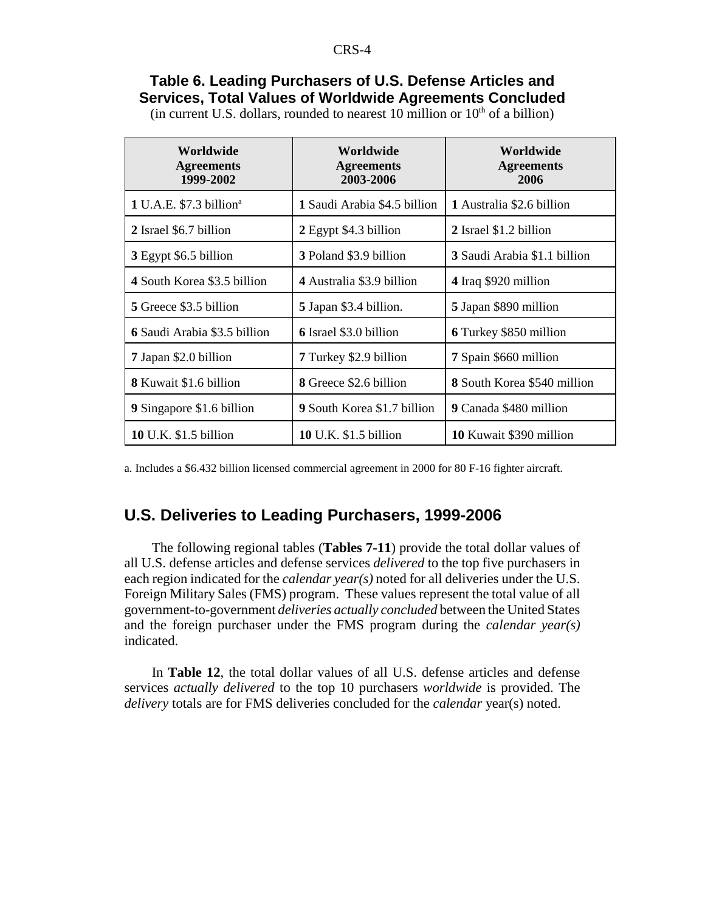## Table 6. Leading Purchasers of U.S. Defense Articles and Services, Total Values of Worldwide Agreements Concluded

(in current U.S. dollars, rounded to nearest 10 million or $10^{th}$ of a billion)

| Worldwide Agreements 1999-2002 | Worldwide Agreements 2003-2006 | Worldwide Agreements 2006 |
|---|---|---|
| **1** U.A.E. $7.3 billion[a] | **1** Saudi Arabia $4.5 billion | **1** Australia $2.6 billion |
| **2** Israel $6.7 billion | **2** Egypt $4.3 billion | **2** Israel $1.2 billion |
| **3** Egypt $6.5 billion | **3** Poland $3.9 billion | **3** Saudi Arabia $1.1 billion |
| **4** South Korea $3.5 billion | **4** Australia $3.9 billion | **4** Iraq $920 million |
| **5** Greece $3.5 billion | **5** Japan $3.4 billion. | **5** Japan $890 million |
| **6** Saudi Arabia $3.5 billion | **6** Israel $3.0 billion | **6** Turkey $850 million |
| **7** Japan $2.0 billion | **7** Turkey $2.9 billion | **7** Spain $660 million |
| **8** Kuwait $1.6 billion | **8** Greece $2.6 billion | **8** South Korea $540 million |
| **9** Singapore $1.6 billion | **9** South Korea $1.7 billion | **9** Canada $480 million |
| **10** U.K. $1.5 billion | **10** U.K. $1.5 billion | **10** Kuwait $390 million |

a. Includes a $6.432 billion licensed commercial agreement in 2000 for 80 F-16 fighter aircraft.

## U.S. Deliveries to Leading Purchasers, 1999-2006

The following regional tables (**Tables 7-11**) provide the total dollar values of all U.S. defense articles and defense services *delivered* to the top five purchasers in each region indicated for the *calendar year(s)* noted for all deliveries under the U.S. Foreign Military Sales (FMS) program. These values represent the total value of all government-to-government *deliveries actually concluded* between the United States and the foreign purchaser under the FMS program during the *calendar year(s)* indicated.

In **Table 12**, the total dollar values of all U.S. defense articles and defense services *actually delivered* to the top 10 purchasers *worldwide* is provided. The *delivery* totals are for FMS deliveries concluded for the *calendar* year(s) noted.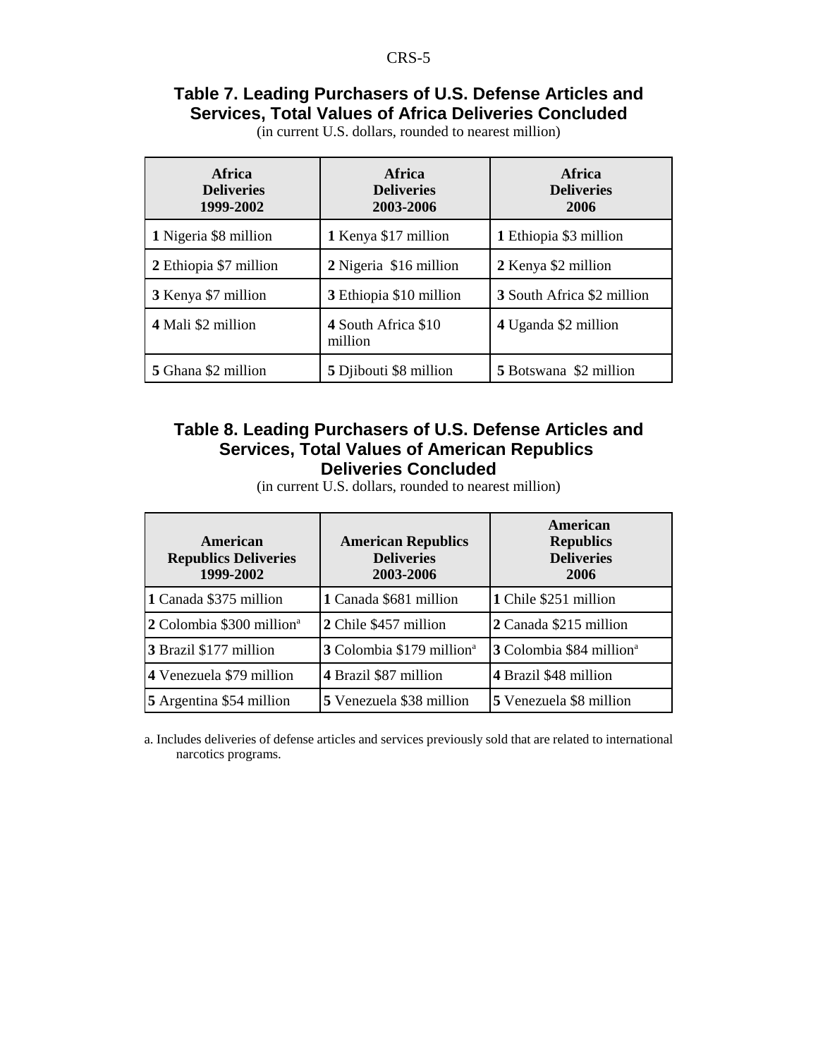### Table 7. Leading Purchasers of U.S. Defense Articles and Services, Total Values of Africa Deliveries Concluded

(in current U.S. dollars, rounded to nearest million)

| Africa Deliveries 1999-2002 | Africa Deliveries 2003-2006 | Africa Deliveries 2006 |
|---|---|---|
| **1** Nigeria $8 million | **1** Kenya $17 million | **1** Ethiopia $3 million |
| **2** Ethiopia $7 million | **2** Nigeria $16 million | **2** Kenya $2 million |
| **3** Kenya $7 million | **3** Ethiopia $10 million | **3** South Africa $2 million |
| **4** Mali $2 million | **4** South Africa $10 million | **4** Uganda $2 million |
| **5** Ghana $2 million | **5** Djibouti $8 million | **5** Botswana $2 million |

### Table 8. Leading Purchasers of U.S. Defense Articles and Services, Total Values of American Republics Deliveries Concluded

(in current U.S. dollars, rounded to nearest million)

| American Republics Deliveries 1999-2002 | American Republics Deliveries 2003-2006 | American Republics Deliveries 2006 |
|---|---|---|
| **1** Canada $375 million | **1** Canada $681 million | **1** Chile $251 million |
| **2** Colombia $300 million[a] | **2** Chile $457 million | **2** Canada $215 million |
| **3** Brazil $177 million | **3** Colombia $179 million[a] | **3** Colombia $84 million[a] |
| **4** Venezuela $79 million | **4** Brazil $87 million | **4** Brazil $48 million |
| **5** Argentina $54 million | **5** Venezuela $38 million | **5** Venezuela $8 million |

a. Includes deliveries of defense articles and services previously sold that are related to international narcotics programs.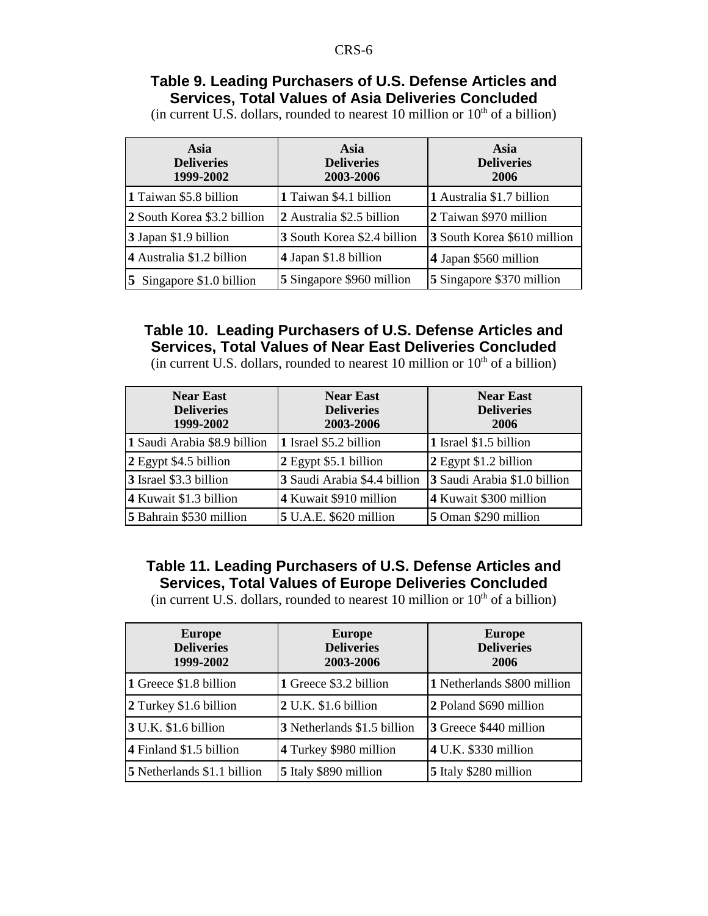### Table 9. Leading Purchasers of U.S. Defense Articles and Services, Total Values of Asia Deliveries Concluded

(in current U.S. dollars, rounded to nearest 10 million or 10th of a billion)

| Asia Deliveries 1999-2002 | Asia Deliveries 2003-2006 | Asia Deliveries 2006 |
|---|---|---|
| **1** Taiwan $5.8 billion | **1** Taiwan $4.1 billion | **1** Australia $1.7 billion |
| **2** South Korea $3.2 billion | **2** Australia $2.5 billion | **2** Taiwan $970 million |
| **3** Japan $1.9 billion | **3** South Korea $2.4 billion | **3** South Korea $610 million |
| **4** Australia $1.2 billion | **4** Japan $1.8 billion | **4** Japan $560 million |
| **5** Singapore $1.0 billion | **5** Singapore $960 million | **5** Singapore $370 million |

### Table 10. Leading Purchasers of U.S. Defense Articles and Services, Total Values of Near East Deliveries Concluded

(in current U.S. dollars, rounded to nearest 10 million or 10th of a billion)

| Near East Deliveries 1999-2002 | Near East Deliveries 2003-2006 | Near East Deliveries 2006 |
|---|---|---|
| **1** Saudi Arabia $8.9 billion | **1** Israel $5.2 billion | **1** Israel $1.5 billion |
| **2** Egypt $4.5 billion | **2** Egypt $5.1 billion | **2** Egypt $1.2 billion |
| **3** Israel $3.3 billion | **3** Saudi Arabia $4.4 billion | **3** Saudi Arabia $1.0 billion |
| **4** Kuwait $1.3 billion | **4** Kuwait $910 million | **4** Kuwait $300 million |
| **5** Bahrain $530 million | **5** U.A.E. $620 million | **5** Oman $290 million |

### Table 11. Leading Purchasers of U.S. Defense Articles and Services, Total Values of Europe Deliveries Concluded

(in current U.S. dollars, rounded to nearest 10 million or 10th of a billion)

| Europe Deliveries 1999-2002 | Europe Deliveries 2003-2006 | Europe Deliveries 2006 |
|---|---|---|
| **1** Greece $1.8 billion | **1** Greece $3.2 billion | **1** Netherlands $800 million |
| **2** Turkey $1.6 billion | **2** U.K. $1.6 billion | **2** Poland $690 million |
| **3** U.K. $1.6 billion | **3** Netherlands $1.5 billion | **3** Greece $440 million |
| **4** Finland $1.5 billion | **4** Turkey $980 million | **4** U.K. $330 million |
| **5** Netherlands $1.1 billion | **5** Italy $890 million | **5** Italy $280 million |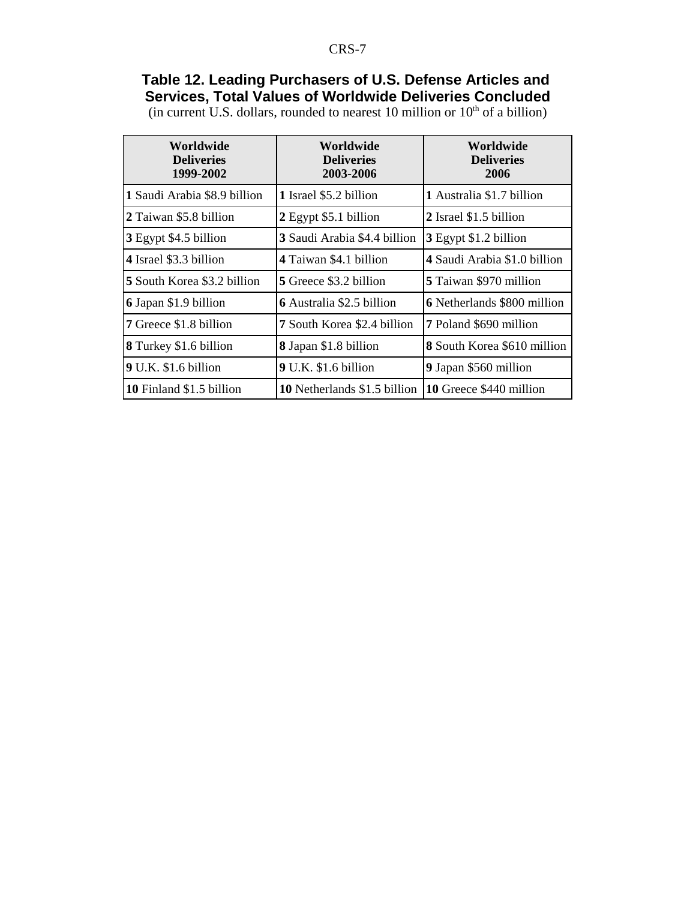## Table 12. Leading Purchasers of U.S. Defense Articles and Services, Total Values of Worldwide Deliveries Concluded

(in current U.S. dollars, rounded to nearest 10 million or 10th of a billion)

| Worldwide Deliveries 1999-2002 | Worldwide Deliveries 2003-2006 | Worldwide Deliveries 2006 |
|---|---|---|
| **1** Saudi Arabia $8.9 billion | **1** Israel $5.2 billion | **1** Australia $1.7 billion |
| **2** Taiwan $5.8 billion | **2** Egypt $5.1 billion | **2** Israel $1.5 billion |
| **3** Egypt $4.5 billion | **3** Saudi Arabia $4.4 billion | **3** Egypt $1.2 billion |
| **4** Israel $3.3 billion | **4** Taiwan $4.1 billion | **4** Saudi Arabia $1.0 billion |
| **5** South Korea $3.2 billion | **5** Greece $3.2 billion | **5** Taiwan $970 million |
| **6** Japan $1.9 billion | **6** Australia $2.5 billion | **6** Netherlands $800 million |
| **7** Greece $1.8 billion | **7** South Korea $2.4 billion | **7** Poland $690 million |
| **8** Turkey $1.6 billion | **8** Japan $1.8 billion | **8** South Korea $610 million |
| **9** U.K. $1.6 billion | **9** U.K. $1.6 billion | **9** Japan $560 million |
| **10** Finland $1.5 billion | **10** Netherlands $1.5 billion | **10** Greece $440 million |